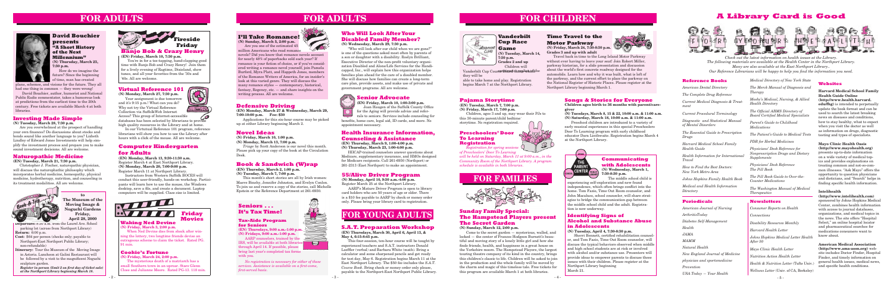# FOR ADULTS

## David Bouchier presents "A Short History of the Next Millennium"

**(N) Thursday, March 23, 7:30 p.m.**

How do we imagine the future? Since the beginning of time, man has created plans, schemes, and visions for the future. They all had one thing in common — they were wrong!

David Bouchier, author, humorist and National Public Radio commentator, takes a humorous look at predictions from the earliest time to the 20th century. Free tickets are available March 4 at both libraries.

## Investing Made Simple

**(N) Tuesday, March 28, 7:30 p.m.**

Are you overwhelmed at the prospect of handling your own finances? Do discussions about stocks and bonds sound like another language to you? Lisbeth Lindley of Edward Jones Investments will help simplify the investment process and prepare you to make sound investment decisions. All are welcome.

## Naturopathic Medicine

**(EN) Tuesday, March 21, 7:30 p.m.**

Christopher J. Fischer, naturopathic physician, will discuss the naturopathic philosophy which incorporates herbal medicine, homeopathy, physical medicine, hydrotherapy, nutrition, and counseling in its treatment modalities. All are welcome.

## Book-A-Trip to The Museum of the Moving Image & Noguchi Gardens

**Friday, April 28, 2000**

**Departure:** 8:30 a.m. from the Laurel Ave. School parking lot (across from Northport Library)

**Return:** 6:00 p.m.

**Cost:** $64 per person (checks only; payable to Northport-East Northport Public Library; non-refundable)

**Itinerary:** Tour the Museum of the Moving Image in Astoria. Luncheon at Golini Restaurant will be followed by a visit to the magnificent Noguchi sculpture garden.

*Register in person (limit 2 on first day of ticket sale) at the Northport Library beginning March 18.*

## Fireside Friday

### Banjo Bob & Crazy Henry

**(EN) Friday, March 10, 7:30 p.m.**

You're in for a toe-tapping, hand-clapping good time with Banjo Bob and Crazy Henry! Join them for a lively evening of Ragtime, Dixieland, show tunes, and all your favorites from the '30s and '40s. All are welcome.

## Virtual Reference 101

**(N) Monday, March 27, 7:30 p.m.**

Your assignment is due tomorrow and it's 9:15 p.m.! What can you do? Why not try the Virtual Reference Collection via Suffolk Web Internet Access? This group of Internet-accessible databases has been selected by librarians to provide high quality resources in the Library and at home.

In our Virtual Reference 101 program, reference librarians will show you how to use the Library after hours with a click of the mouse. All are welcome.

## Computer Kindergarten for Adults

**(EN) Monday, March 13, 9:30-11:30 a.m.**
Register March 4 at East Northport Library.

**(N) Monday, March 20, 7:00-9:00 p.m.**
Register March 11 at Northport Library.

Instructors from Western Suffolk BOCES will conduct this user-friendly, hands-on workshop. Participants will learn how to use the mouse, the Windows desktop, save a file, and create a document. Laptop computers will be supplied. Class size is limited.

## Friday Movies

### Waking Ned Devine

**(N) Friday, March 3, 2:00 p.m.**

When Ned Devine dies from shock after winning the lottery, two longtime friends devise an outrageous scheme to claim the ticket. Rated PG. 91 min.

### Cookie's Fortune

**(N) Friday, March 24, 2:00 p.m.**

The mysterious death of a matriarch has a small Southern town in an uproar. Stars Glenn Close and Julianne Moore. Rated PG-13. 118 min.

## I'll Take Romance!

**(N) Sunday, March 5, 2:00 p.m.**

Are you one of the estimated 45 million Americans who read romance novels? Did you know that romance novels account for nearly 48% of paperbacks sold each year? If a romance is your fiction of choice, or if you've considered writing a romance novel yourself, join Pamela Burford, Myra Platt, and Happeth Jones, members of the Romance Writers of America, for an insider's look at this varied genre. They will discuss the many romance styles — contemporary, historical, fantasy, Regency, etc. — and share insights on the writing process. All are welcome.

## Defensive Driving

**(EN) Monday, March 27 & Wednesday, March 29, 7:00-10:00 p.m. Fee: $30**

Applications for this six-hour course may be picked up at either Library beginning March 2.

## Novel Ideas

**(N) Friday, March 10, 1:00 p.m.**
**(N) Monday, March 13, 7:00 p.m.**

*Triage* by Scott Anderson is our novel this month. Please pick up your copy of the book at the Circulation Desk.

## Book & Sandwich (W)rap

**(EN) Thursday, March 2, 1:00 p.m.**
**(N) Tuesday, March 7, 7:00 p.m.**

This month's short stories are all by Irish women: Maeve Binchy, Jennifer Johnston, and Evelyn Conlon. To join us and reserve a copy of the stories, call Michelle Epstein or the Reference Department at 261-6930.

## Seniors . . . It's Tax Time!

### Tax-Aide Program for Seniors

**(EN) Thursdays, 9:00 a.m.-1:00 p.m.**
**(N) Fridays, 9:00 a.m.-1:00 p.m.**

AARP counselors, trained by the IRS, will be available at both libraries through April 14. If possible, please bring last year's completed tax forms with you.

*No registration is necessary for either of these services. Assistance is available on a first-come, first-served basis.*

## Who Will Look After Your Disabled Family Member?

**(N) Wednesday, March 29, 7:30 p.m.**

"Who will look after our child when we are gone?" is one of the questions asked most often by parents of a son or daughter with a disability. Roslyn Brilliant, Executive Director of the non-profit voluntary organization Disabled and Alone/Life Services for the Handicapped, Inc., will explain how this organization helps families plan ahead for the care of a disabled member. She will discuss how families can create a long-term care plan, provide assets, and make use of private and government programs. All are welcome.

## Senior Advocate

**(EN) Friday, March 10, 1:00-3:00 p.m.**

Joan Haugen of the Suffolk County Office for the Aging will provide advice and referrals to seniors. Services include counseling for benefits, home care, legal aid, ID cards, and more. No appointment necessary.

## Health Insurance Information, Counseling & Assistance

**(EN) Thursday, March 9, 1:00-4:00 p.m.**
**(N) Thursday, March 23, 1:00-4:00 p.m.**

HIICAP-trained counselors answer questions about Medicare, supplementary insurance, and HMOs designed for Medicare recipients. Call 261-6930 (Northport) or 261-2313 (East Northport) to make an appointment.

## 55/Alive Driver Program

**(N) Monday, April 10, 9:30 a.m.-4:00 p.m.**
Register March 25 at the Northport Library.

AARP's Mature Driver Program is open to library card holders who are 50 years of age or older. There is a $10 fee payable to AARP by check or money order only. Please bring your library card to registration.

# FOR YOUNG ADULTS

## S.A.T. Preparation Workshop

**(EN) Thursdays, March 30, April 6, April 13, & May 4, 6:15-8:45 p.m.**

This four-session, ten-hour course will be taught by experienced teachers and S.A.T. instructors Donald Loeffler (verbal) and Barbara White (math). Bring a calculator and some sharpened pencils and get ready for test day, May 6. Registration begins March 11 at the East Northport Library. The $50 fee includes the *S.A.T. Course Book*. Bring check or money order only please, payable to the Northport-East Northport Public Library.

# FOR CHILDREN

## Vanderbilt Cup Race Game

**(N) Tuesday, March 14, 7:30 p.m.**
**Grades 2 and up**

Children will become drivers in the Vanderbilt Cup Course board game that they will be able to take home and play. Registration begins March 7 at the Northport Library.

## Time Travel to the Motor Parkway

**(N) Friday, March 24, 7:30-8:30 p.m.**
**Grades 3 and up with adult**

Travel back in time to the Long Island Motor Parkway without ever having to leave your seat! Join Robert Miller, parkway historian, for a slide presentation and discussion about the world's first concrete roadway designed for the automobile. Learn how and why it was built, what is left of the parkway, and the current effort to place the parkway on the National Register of Historic Places. Please register at the Northport Library beginning March 1.

## Pajama Storytime

**(EN) Tuesday, March 7, 7:00 p.m.**
**(N) Friday, March 17, 7:00 p.m.**

Children, ages 3 and up, may wear their PJs to this 30-minute parent/child bedtime storytime. No registration required.

## Preschoolers' Door To Learning Registration

*Registration for spring sessions of Preschoolers' Door To Learning will be held on Saturday, March 11 at 9:00 a.m., in the Community Room of the Northport Library. A program schedule is available in both libraries.*

## Songs & Stories for Everyone

**Children ages birth to 36 months with parent/caregiver**

**(N) Tuesdays, March 8, 15 & 22, 10:00 a.m. & 11:00 a.m.**
**(N) Saturday, March 18, 10:00 a.m. & 11:00 a.m.**

Preschool children are introduced to a variety of early musical experiences in this special Preschoolers Door To Learning program with early childhood educator Dara Lieblmartle. Registration begins March 4 at the Northport Library.

# FOR FAMILIES

## Sunday Family Special: The Hampstead Players present The Secret Garden

**(N) Sunday, March 12, 2:00 p.m.**

Come to the secret garden — mysterious, walled, and locked — the center of Frances Hodgson Burnett's beautiful and moving story of a lonely little girl and how she finds friends, health, and happiness in a great house on the Yorkshire moors. The Hampstead Players, the largest touring theatre company of its kind in the country, bring this children's classic to life. Children will be asked to join in the production and the whole family will be moved by the charm and magic of this timeless tale. Free tickets for this program are available March 1 at both libraries.

## THE PARENT CENTER

### Communicating with Adolescents

**(N) Wednesday, March 1, 7:30-8:30 p.m.**

The middle school child is experiencing self-exploration and new found independence, which often brings conflict into the home. Tom Fazio, Time Out Room counselor, and John Macaluso, school counselor, will share strategies to bridge the communication gap between the middle school child and the adult. Registration is now underway.

### Identifying Signs of Alcohol and Substance Abuse in Adolescents

**(N) Tuesday, April 4, 7:30-8:30 p.m.**

Sherri Bennett, certified rehabilitation counselor, and Tom Fazio, Time Out Room counselor, will discuss the typical behaviors observed when middle and high school students are at risk or involved with alcohol and/or substance use. Presenters will provide ideas to empower parents to discuss these issues with their children. Please register at the Northport Library beginning March 21.

# A Library Card is Good For Your Health

*Check out the latest information on health issues at the Library. The following materials are available at the Health Center in the Northport Library. Many are also available at the East Northport Library. Our Reference Librarians will be happy to help you find the information you need.*

## Reference Books

*American Dental Directory*

*The Complete Drug Reference*

*Current Medical Diagnosis & Treatment*

*Current Procedural Terminology*

*Diagnostic and Statistical Manual of Mental Disorders*

*The Essential Guide to Prescription Drugs*

*Harvard Medical School Family Health Guide*

*Health Information for International Travel*

*How to Find the Best Doctors: New York Metro Area*

*Johns Hopkins Family Health Book*

*Medical and Health Information Directory*

*Medical Directory of New York State*

*The Merck Manual of Diagnosis and Therapy*

*Mosby's Medical, Nursing, & Allied Health Dictionary*

*The Official ABMS Directory of Board Certified Medical Specialists*

*Parent's Guide to Childhood Medications*

*The Patient's Guide to Medical Tests*

*PDR for Herbal Medicines*

*Physicians' Desk Reference for Nonprescription Drugs and Dietary Supplements*

*Physicians' Desk Reference*

*The Pill Book*

*The Pill Book Guide to Over-the-Counter Medications*

*The Washington Manual of Medical Therapeutics*

## Periodicals

*American Journal of Nursing*

*ArthritisToday*

*Diabetes Self-Management*

*Health*

*JAMA*

*MAMM*

*Natural Health*

*New England Journal of Medicine*

*physician and sportsmedicine*

*Prevention*

*USA Today — Your Health*

## Newsletters

*Consumer Reports on Health*

*Connections*

*Disability Resources Monthly*

*Harvard Health Letter*

*Johns Hopkins Medical Letter Health After 50*

*Mayo Clinic Health Letter*

*Nutrition Action Health Letter*

*Health & Nutrition Letter* (Tufts Univ.)

*Wellness Letter* (Univ. of CA, Berkeley)

## Websites

**Harvard Medical School Family Health Guide Online (http://www.health.harvard.edu/fhg)** is intended to perpetually update the book format and can be used to search the latest breaking news on diseases and conditions, how to stay healthy, what to expect when you visit the doctor as well as information on drugs, diagnostic testing and types of specialists.

**Mayo Clinic Health Oasis (http://www.mayohealth.org)** presents up-to-date information on a wide variety of medical topics and provides explanations on treating common and not-so-common illnesses. "Ask Mayo" offers the opportunity to question physicians and dieticians, and "Search" helps in finding specific health information.

**Intelihealth (http://www.intelihealth.com)** sponsored by Johns Hopkins Medical Center, combines health information with access to journal databases, organizations, and medical topics in the news. The site offers "Hospital Select," an online hospital locator and pharmaceutical searches for medications consumers want to know about.

**American Medical Association (http://www.ama-assn.org)** website includes Doctor Finder, Hospital Finder, and timely information on general health issues, medical news, and specific health conditions.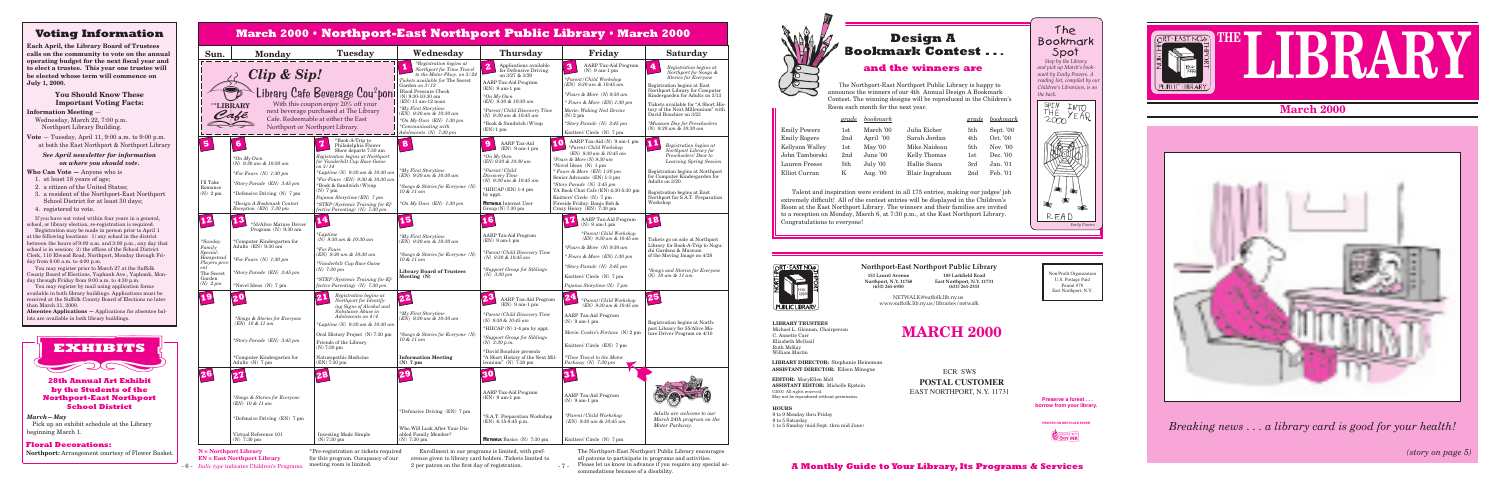## Voting Information

**Each April, the Library Board of Trustees calls on the community to vote on the annual operating budget for the next fiscal year and to elect a trustee. This year one trustee will be elected whose term will commence on July 1, 2000.**

### You Should Know These Important Voting Facts:

**Information Meeting** — Wednesday, March 22, 7:00 p.m. Northport Library Building.

**Vote** — Tuesday, April 11, 9:00 a.m. to 9:00 p.m. at both the East Northport & Northport Library

***See April newsletter for information on where you should vote.***

**Who Can Vote** — Anyone who is

1. at least 18 years of age;
2. a citizen of the United States;
3. a resident of the Northport-East Northport School District for at least 30 days;
4. registered to vote.

If you have not voted within four years in a general, school, or library election, re-registration is required.

Registration may be made in person prior to April 1 at the following locations: 1) any school in the district between the hours of 9:00 a.m. and 3:00 p.m., any day that school is in session; 2) the offices of the School District Clerk, 110 Elwood Road, Northport, Monday through Friday from 9:00 a.m. to 4:00 p.m.

You may register prior to March 27 at the Suffolk County Board of Elections, Yaphank Ave., Yaphank, Monday through Friday from 9:00 a.m. to 4:30 p.m.

You may register by mail using application forms available in both library buildings. Applications must be received at the Suffolk County Board of Elections no later than March 31, 2000.

**Absentee Applications** — Applications for absentee ballots are available in both library buildings.

## EXHIBITS

### 28th Annual Art Exhibit by the Students of the Northport-East Northport School District

***March—May***

Pick up an exhibit schedule at the Library beginning March 1.

### Floral Decorations:

**Northport:** Arrangement courtesy of Flower Basket.

## March 2000 • Northport-East Northport Public Library • March 2000

| Sun. | Monday | Tuesday | Wednesday | Thursday | Friday | Saturday |
|---|---|---|---|---|---|---|
| | **Clip & Sip!** Library Café Beverage Coupon — With this coupon enjoy 20% off your next beverage purchased at The Library Café. Redeemable at either the East Northport or Northport Library. | | **1** *Registration begins at Northport for Time Travel to the Motor Place, on 3/24<br>Tickets available for The Secret Garden on 3/12<br>Prescription Check (N) 9:30-10:30 am (EN) 11 am-12 noon<br>*My First Storytime (EN) 9:30 am & 10:30 am<br>*On My Own (EN) 1:30 pm<br>*Communicating with Adolescents (N) 7:30 pm | **2** Applications available for Defensive Driving on 3/27 & 3/28<br>AARP Tax-Aid Program (EN) 9 am-1 pm<br>*On My Own (EN) 9:30 & 10:30 am<br>*Parent/Child Discovery Time (N) 9:30 am & 10:45 am<br>*Book & Sandwich Wrap (EN) 1 pm | **3** AARP Tax-Aid Program (N) 9 am-1 pm<br>*Parent/Child Workshop (EN) 9:30 am & 10:45 am<br>*Fours & More (N) 9:30 am<br>* Fours & More (EN) 1:30 pm<br>Movie: Waking Ned Devine (N) 2 pm<br>*Story Parade (N) 3:45 pm<br>Knitters' Circle (N) 7 pm | **4** Registration begins at Northport for Songs & Stories for Everyone<br>Registration begins at East Northport Library for Computer Kindergarten for Adults on 3/13<br>Tickets available for "A Short History of the Next Millennium" with David Bouchier on 3/23<br>*Museum Day for Preschoolers (N) 9:30 am & 10:30 am |
| **5**<br>I'll Take Romance (N) 2 pm | **6** *On My Own (N) 9:30 am & 10:30 am<br>*For Fours (N) 1:30 pm<br>*Story Parade (EN) 3:45 pm<br>*Defensive Driving (N) 7 pm<br>*Design A Bookmark Contest Reception (EN) 7:30 pm | **7** *Back-A-Trip to Philadelphia Flower Show departs 7:30 am<br>Registration begins at Northport for Vanderbilt Cup Race Game on 3/14<br>*Laptime (N) 9:30 am & 10:30 am<br>*For Fours (EN) 9:30 & 10:30 am<br>*Book & Sandwich Wrap (N) 1 pm<br>Pajama Storytime (EN) 7 pm<br>*STEP/Systemic Training for Effective Parenting (N) 7:30 pm | **8** *My First Storytime (EN) 9:30 am & 10:30 am<br>*Songs & Stories for Everyone (N) 10 & 11 am<br>*On My Own (EN) 1:30 pm | **9** AARP Tax-Aid (EN) 9 am-1 pm<br>*On My Own (N) 9:30 & 10:30 am<br>*Parent/Child Discovery Time (N) 9:30 am & 10:45 am<br>*HICAP (N) 1-4 pm by appt.<br>Internet User Group (N) 7:30 pm | **10** AARP Tax-Aid (N) 9 am-1 pm<br>*Parent/Child Workshop (EN) 9:30 am & 10:45 am<br>*Fours & More (N) 9:30 am<br>Novel Ideas (N) 1 pm<br>* Fours & More (EN) 1:30 pm<br>Senior Advocate (EN) 1-3 pm<br>*Story Parade (N) 3:45 pm<br>YA Book Chat Cafe (EN) 4:30-5:30 pm<br>Knitters' Circle (EN) 7 pm<br>Fireside Friday: Banjo Bob & Crazy Jenny (EN) 7:30 pm | **11** Registration begins at Northport Library for Preschoolers' Dance to Learning Spring Session<br>Registration begins at Northport for Computer Kindergarten for Adults on 3/20<br>Registration begins at East Northport for S.A.T. Preparation Workshop |
| **12** *Sunday Family Special: Hangalard Players present The Secret Garden (N) 2 pm | **13** **55/Alive Mature Driver Program (N) 9:30 am<br>*Computer Kindergarten for Adults (EN) 9:30 am<br>*For Fours (N) 1:30 pm<br>*Story Parade (EN) 3:45 pm<br>*Novel Ideas (N) 7 pm | **14** *Laptime (N) 9:30 am & 10:30 am<br>*For Fours (EN) 9:30 am & 10:30 am<br>*Vanderbilt Cup Race Game (N) 7:30 pm<br>*STEP/Systemic Training for Effective Parenting (N) 7:30 pm | **15** *My First Storytime (EN) 9:30 am & 10:30 am<br>*Songs & Stories for Everyone (N) 10 & 11 am<br>**Library Board of Trustees Meeting (N)** | **16** AARP Tax-Aid Program (EN) 9 am-1 pm<br>*Parent/Child Discovery Time (N) 9:30 & 10:45 am<br>*Support Group for Siblings (N) 3:30 pm<br>Knitters' Circle (N) 7 pm | **17** AARP Tax-Aid Program (N) 9 am-1 pm<br>*Parent/Child Workshop (EN) 9:30 am & 10:45 am<br>*Fours & More (N) 9:30 am<br>* Fours & More (EN) 1:30 pm<br>*Story Parade (N) 3:45 pm<br>Knitters' Circle (EN) 7 pm<br>Pajama Storytime (N) 7 pm | **18** Tickets go on sale at Northport Library for Back-A-Trip to Napa du Gardens & Museum of the Moving Image on 4/28<br>*Songs and Stories for Everyone (N) 10 am & 11 am |
| **19** | **20** *Songs & Stories for Everyone (EN) 10 & 11 am<br>*Story Parade (EN) 3:45 pm<br>*Computer Kindergarten for Adults (N) 7 pm | **21** Registration begins at Northport for Identifying Signs of Alcohol and Substance Abuse in Adolescents on 4/4<br>*Laptime (N) 9:30 am & 10:30 am<br>Oral History Project (N) 7:30 pm<br>Friends of the Library (N) 7:30 pm<br>Naturopathic Medicine (EN) 7:30 pm | **22** *My First Storytime (EN) 9:30 am & 10:30 am<br>*Songs & Stories for Everyone (N) 10 & 11 am<br>**Information Meeting (N) 7 pm** | **23** AARP Tax-Aid Program (EN) 9 am-1 pm<br>*Parent/Child Discovery Time (N) 9:30 & 10:45 am<br>*HICAP (N) 1-4 pm by appt.<br>*Support Group for Siblings (N) 3:30 pm<br>*David Bouchier presents "A Short History of the Next Millennium" (N) 7:30 pm | **24** *Parent/Child Workshop (EN) 9:30 am & 10:45 am<br>AARP Tax-Aid Program (N) 9 am-1 pm<br>Movie: Cookie's Fortune (N) 2 pm<br>Knitters' Circle (N) 7 pm<br>*Time Travel to the Motor Parkway (N) 7:30 pm | **25** Registration begins at Northport Library for 55/Alive Mature Driver Program on 4/10 |
| **26** | **27** *Songs & Stories for Everyone (EN) 10 & 11 am<br>*Defensive Driving (N) 7 pm<br>Virtual Reference 101 (N) 7:30 pm | **28** Investing Made Simple (N) 7:30 pm | **29** *Defensive Driving (EN) 7 pm<br>Who Will Look After Your Disabled Family Member? (N) 7:30 pm | **30** AARP Tax-Aid Program (EN) 9 am-1 pm<br>*S.A.T. Preparation Workshop (EN) 6:15-9:45 pm<br>Internet Basics (N) 7:30 pm | **31** AARP Tax-Aid Program (N) 9 am-1 pm<br>*Parent/Child Workshop (EN) 9:30 am & 10:45 am<br>Knitters' Circle (N) 7 pm | Adults are welcome to our March 24th program on the Motor Parkway. |

**N** = Northport Library
**EN** = East Northport Library
• *Italic type* indicates Children's Programs.

*Pre-registration or tickets required for this program. Occupancy of our meeting room is limited.

Enrollment in our programs is limited, with preference given to library card holders. Tickets limited to 2 per patron on the first day of registration.

The Northport-East Northport Public Library encourages all patrons to participate in programs and activities. Please let us know in advance if you require any special accommodations because of a disability.

# Design A Bookmark Contest . . .

## and the winners are

The Northport-East Northport Public Library is happy to announce the winners of our 4th Annual Design A Bookmark Contest. The winning designs will be reproduced in the Children's Room each month for the next year.

| | grade | bookmark | | grade | bookmark |
|---|---|---|---|---|---|
| Emily Powers | 1st | March '00 | Julia Eicher | 5th | Sept. '00 |
| Emily Rogers | 2nd | April '00 | Sarah Jordan | 4th | Oct. '00 |
| Kellyann Walley | 1st | May '00 | Mike Naideau | 5th | Nov. '00 |
| John Tamborski | 2nd | June '00 | Kelly Thomas | 1st | Dec. '00 |
| Lauren Pesce | 5th | July '00 | Hallie Sacco | 3rd | Jan. '01 |
| Elliot Curran | K | Aug. '00 | Blair Ingraham | 2nd | Feb. '01 |

Talent and inspiration were evident in all 175 entries, making our judges' job extremely difficult! All of the contest entries will be displayed in the Children's Room at the East Northport Library. The winners and their families are invited to a reception on Monday, March 6, at 7:30 p.m., at the East Northport Library. Congratulations to everyone!

### The Bookmark Spot

*Stop by the Library and pick up March's bookmark by Emily Powers. A reading list, compiled by our Children's Librarians, is on the back.*

SPIN INTO THE YEAR 2000 — READ — Emily Powers

**Northport-East Northport Public Library**

151 Laurel Avenue, Northport, N.Y. 11768, (631) 261-6930
185 Larkfield Road, East Northport, N.Y. 11731, (631) 261-2313

NETMAIL@suffolk.lib.ny.us
www.suffolk.lib.ny.us/libraries/netmail

Non-Profit Organization
U.S. Postage Paid
Permit #78
East Northport, N.Y.

**LIBRARY TRUSTEES**
Michael L. Glennon, Chairperson
C. Annette Carr
Elizabeth McGoul
Ruth McKay
William Martin

**LIBRARY DIRECTOR:** Stephanie Heineman
**ASSISTANT DIRECTOR:** Eileen Minogue

**EDITOR:** MaryEllen Mall
**ASSISTANT EDITOR:** Michelle Epstein
©2000. All rights reserved.
May not be reproduced without permission.

**HOURS**
9 to 9 Monday thru Friday
9 to 5 Saturday
1 to 5 Sunday (mid Sept. thru mid June)

# MARCH 2000

ECR SWS
**POSTAL CUSTOMER**
EAST NORTHPORT, N.Y. 11731

**Preserve a tree! . . . borrow from your library.**

PRINTED ON RECYCLED PAPER

# THE LIBRARY

## March 2000

*Breaking news . . . a library card is good for your health!*

*(story on page 5)*

**A Monthly Guide to Your Library, Its Programs & Services**